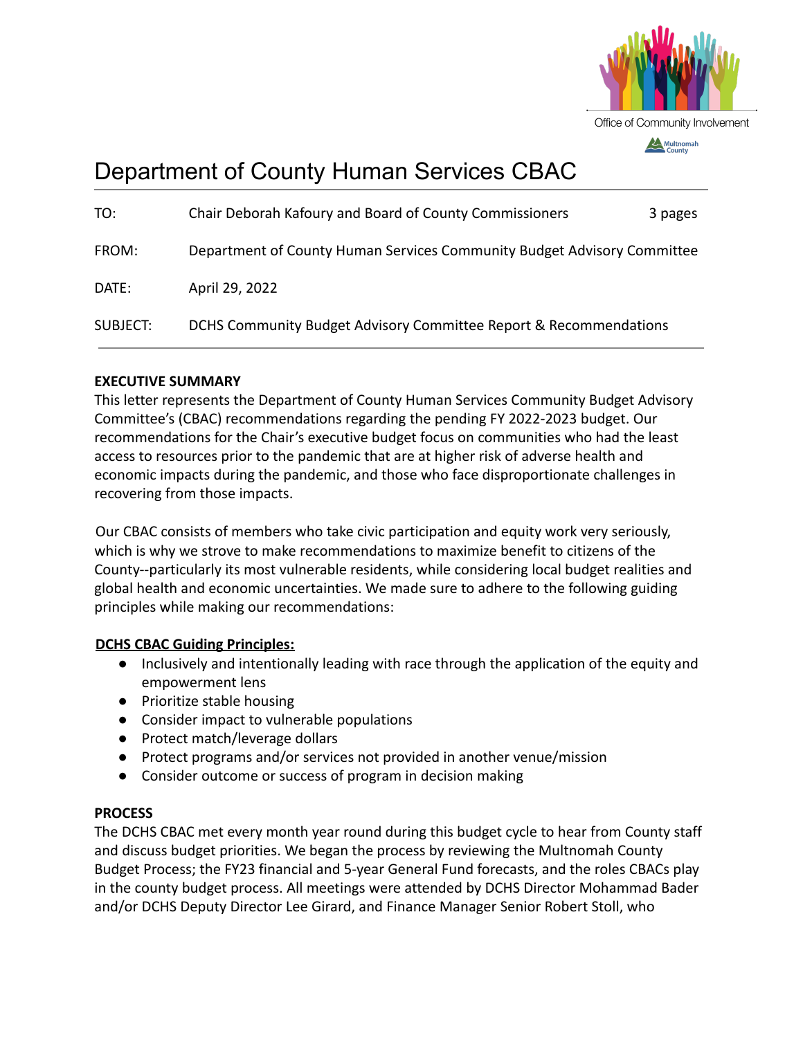Office of Community Involvement

# Department of County Human Services CBAC

| | | |
|---|---|---|
| TO: | Chair Deborah Kafoury and Board of County Commissioners | 3 pages |
| FROM: | Department of County Human Services Community Budget Advisory Committee | |
| DATE: | April 29, 2022 | |
| SUBJECT: | DCHS Community Budget Advisory Committee Report & Recommendations | |

**EXECUTIVE SUMMARY**

This letter represents the Department of County Human Services Community Budget Advisory Committee's (CBAC) recommendations regarding the pending FY 2022-2023 budget. Our recommendations for the Chair's executive budget focus on communities who had the least access to resources prior to the pandemic that are at higher risk of adverse health and economic impacts during the pandemic, and those who face disproportionate challenges in recovering from those impacts.

Our CBAC consists of members who take civic participation and equity work very seriously, which is why we strove to make recommendations to maximize benefit to citizens of the County--particularly its most vulnerable residents, while considering local budget realities and global health and economic uncertainties. We made sure to adhere to the following guiding principles while making our recommendations:

**DCHS CBAC Guiding Principles:**

- Inclusively and intentionally leading with race through the application of the equity and empowerment lens
- Prioritize stable housing
- Consider impact to vulnerable populations
- Protect match/leverage dollars
- Protect programs and/or services not provided in another venue/mission
- Consider outcome or success of program in decision making

**PROCESS**

The DCHS CBAC met every month year round during this budget cycle to hear from County staff and discuss budget priorities. We began the process by reviewing the Multnomah County Budget Process; the FY23 financial and 5-year General Fund forecasts, and the roles CBACs play in the county budget process. All meetings were attended by DCHS Director Mohammad Bader and/or DCHS Deputy Director Lee Girard, and Finance Manager Senior Robert Stoll, who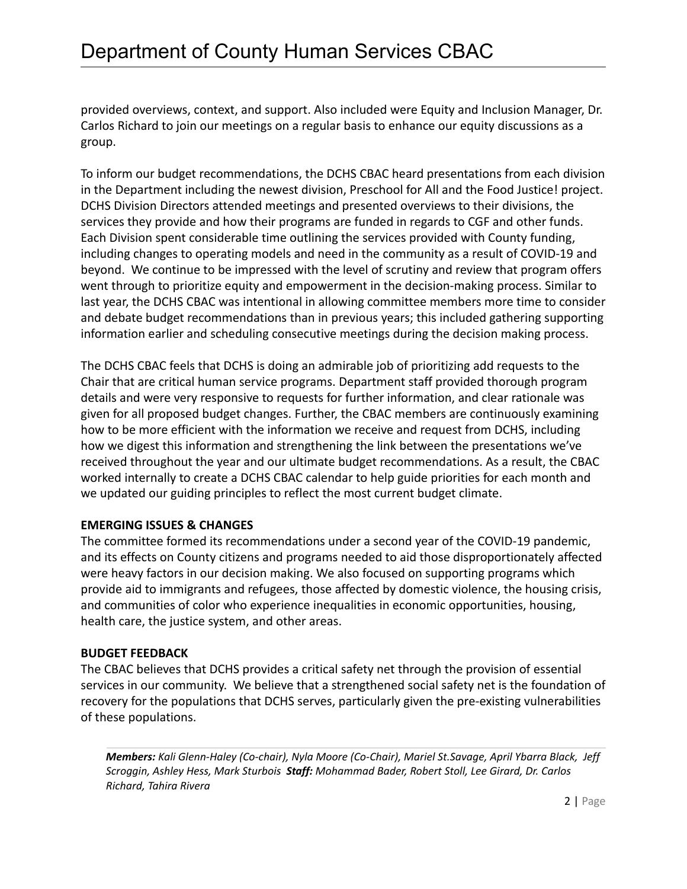provided overviews, context, and support. Also included were Equity and Inclusion Manager, Dr. Carlos Richard to join our meetings on a regular basis to enhance our equity discussions as a group.

To inform our budget recommendations, the DCHS CBAC heard presentations from each division in the Department including the newest division, Preschool for All and the Food Justice! project. DCHS Division Directors attended meetings and presented overviews to their divisions, the services they provide and how their programs are funded in regards to CGF and other funds. Each Division spent considerable time outlining the services provided with County funding, including changes to operating models and need in the community as a result of COVID-19 and beyond. We continue to be impressed with the level of scrutiny and review that program offers went through to prioritize equity and empowerment in the decision-making process. Similar to last year, the DCHS CBAC was intentional in allowing committee members more time to consider and debate budget recommendations than in previous years; this included gathering supporting information earlier and scheduling consecutive meetings during the decision making process.

The DCHS CBAC feels that DCHS is doing an admirable job of prioritizing add requests to the Chair that are critical human service programs. Department staff provided thorough program details and were very responsive to requests for further information, and clear rationale was given for all proposed budget changes. Further, the CBAC members are continuously examining how to be more efficient with the information we receive and request from DCHS, including how we digest this information and strengthening the link between the presentations we've received throughout the year and our ultimate budget recommendations. As a result, the CBAC worked internally to create a DCHS CBAC calendar to help guide priorities for each month and we updated our guiding principles to reflect the most current budget climate.

**EMERGING ISSUES & CHANGES**

The committee formed its recommendations under a second year of the COVID-19 pandemic, and its effects on County citizens and programs needed to aid those disproportionately affected were heavy factors in our decision making. We also focused on supporting programs which provide aid to immigrants and refugees, those affected by domestic violence, the housing crisis, and communities of color who experience inequalities in economic opportunities, housing, health care, the justice system, and other areas.

**BUDGET FEEDBACK**

The CBAC believes that DCHS provides a critical safety net through the provision of essential services in our community. We believe that a strengthened social safety net is the foundation of recovery for the populations that DCHS serves, particularly given the pre-existing vulnerabilities of these populations.

***Members:*** *Kali Glenn-Haley (Co-chair), Nyla Moore (Co-Chair), Mariel St.Savage, April Ybarra Black, Jeff Scroggin, Ashley Hess, Mark Sturbois* ***Staff:*** *Mohammad Bader, Robert Stoll, Lee Girard, Dr. Carlos Richard, Tahira Rivera*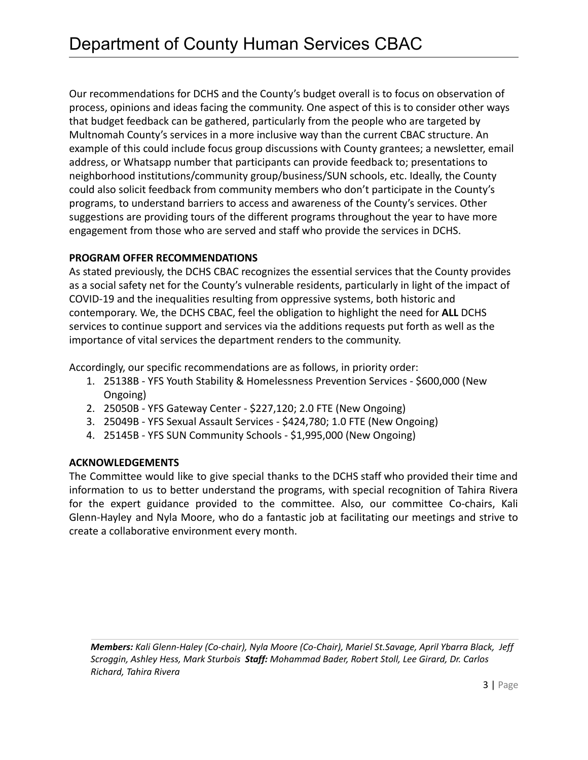Our recommendations for DCHS and the County's budget overall is to focus on observation of process, opinions and ideas facing the community. One aspect of this is to consider other ways that budget feedback can be gathered, particularly from the people who are targeted by Multnomah County's services in a more inclusive way than the current CBAC structure. An example of this could include focus group discussions with County grantees; a newsletter, email address, or Whatsapp number that participants can provide feedback to; presentations to neighborhood institutions/community group/business/SUN schools, etc. Ideally, the County could also solicit feedback from community members who don't participate in the County's programs, to understand barriers to access and awareness of the County's services. Other suggestions are providing tours of the different programs throughout the year to have more engagement from those who are served and staff who provide the services in DCHS.

**PROGRAM OFFER RECOMMENDATIONS**

As stated previously, the DCHS CBAC recognizes the essential services that the County provides as a social safety net for the County's vulnerable residents, particularly in light of the impact of COVID-19 and the inequalities resulting from oppressive systems, both historic and contemporary. We, the DCHS CBAC, feel the obligation to highlight the need for **ALL** DCHS services to continue support and services via the additions requests put forth as well as the importance of vital services the department renders to the community.

Accordingly, our specific recommendations are as follows, in priority order:

1. 25138B - YFS Youth Stability & Homelessness Prevention Services - $600,000 (New Ongoing)
2. 25050B - YFS Gateway Center - $227,120; 2.0 FTE (New Ongoing)
3. 25049B - YFS Sexual Assault Services - $424,780; 1.0 FTE (New Ongoing)
4. 25145B - YFS SUN Community Schools - $1,995,000 (New Ongoing)

**ACKNOWLEDGEMENTS**

The Committee would like to give special thanks to the DCHS staff who provided their time and information to us to better understand the programs, with special recognition of Tahira Rivera for the expert guidance provided to the committee. Also, our committee Co-chairs, Kali Glenn-Hayley and Nyla Moore, who do a fantastic job at facilitating our meetings and strive to create a collaborative environment every month.

***Members:*** *Kali Glenn-Haley (Co-chair), Nyla Moore (Co-Chair), Mariel St.Savage, April Ybarra Black, Jeff Scroggin, Ashley Hess, Mark Sturbois* ***Staff:*** *Mohammad Bader, Robert Stoll, Lee Girard, Dr. Carlos Richard, Tahira Rivera*